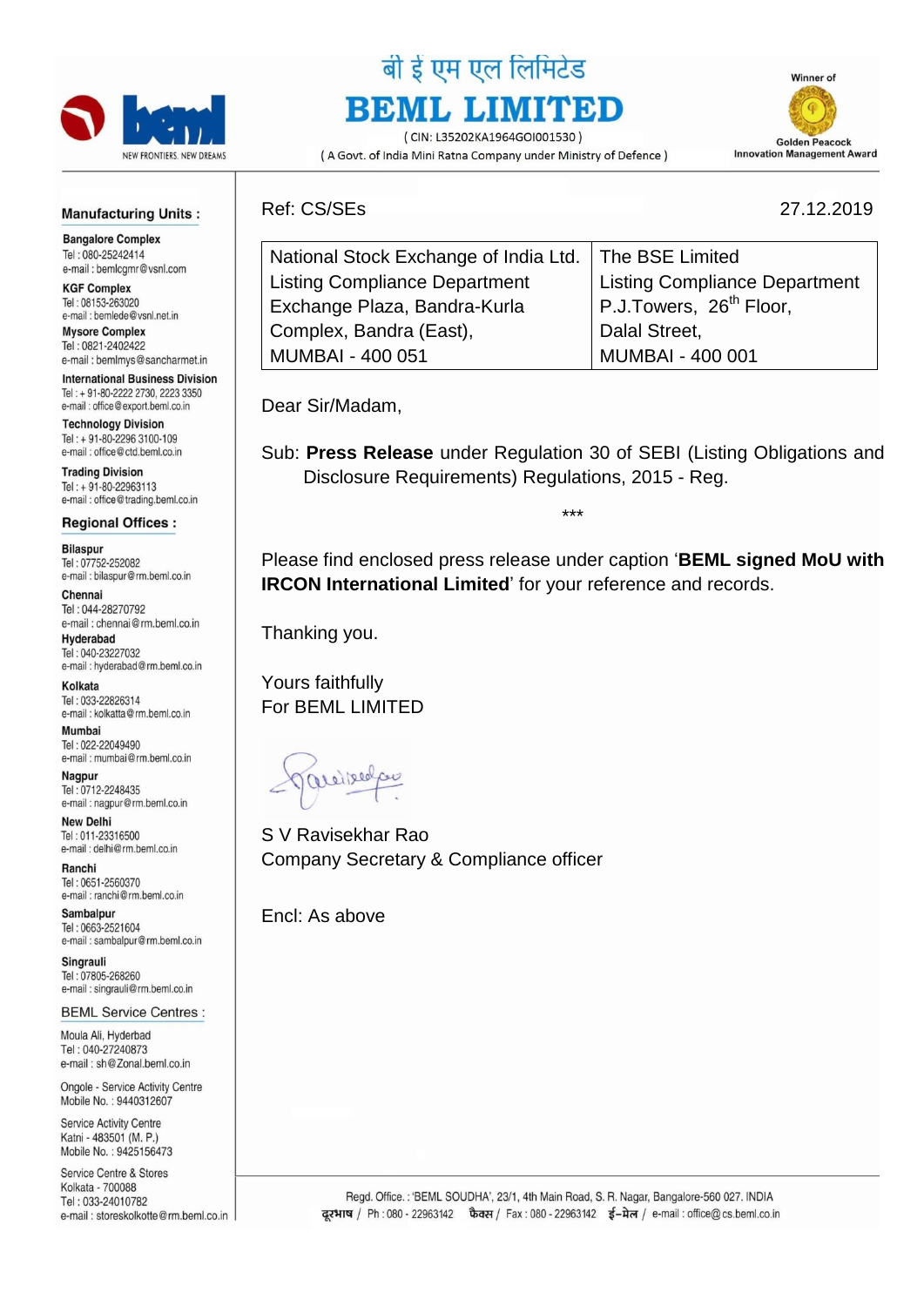बी ई एम एल लिमिटेड

# BEML LIMITED

( CIN: L35202KA1964GOI001530 )

( A Govt. of India Mini Ratna Company under Ministry of Defence )

Winner of Golden Peacock Innovation Management Award

**Manufacturing Units :**

**Bangalore Complex**
Tel : 080-25242414
e-mail : bemlcgmr@vsnl.com

**KGF Complex**
Tel : 08153-263020
e-mail : bemlede@vsnl.net.in

**Mysore Complex**
Tel : 0821-2402422
e-mail : bemlmys@sancharmet.in

**International Business Division**
Tel : + 91-80-2222 2730, 2223 3350
e-mail : office@export.beml.co.in

**Technology Division**
Tel : + 91-80-2296 3100-109
e-mail : office@ctd.beml.co.in

**Trading Division**
Tel : + 91-80-22963113
e-mail : office@trading.beml.co.in

**Regional Offices :**

**Bilaspur**
Tel : 07752-252082
e-mail : bilaspur@rm.beml.co.in

**Chennai**
Tel : 044-28270792
e-mail : chennai@rm.beml.co.in

**Hyderabad**
Tel : 040-23227032
e-mail : hyderabad@rm.beml.co.in

**Kolkata**
Tel : 033-22826314
e-mail : kolkatta@rm.beml.co.in

**Mumbai**
Tel : 022-22049490
e-mail : mumbai@rm.beml.co.in

**Nagpur**
Tel : 0712-2248435
e-mail : nagpur@rm.beml.co.in

**New Delhi**
Tel : 011-23316500
e-mail : delhi@rm.beml.co.in

**Ranchi**
Tel : 0651-2560370
e-mail : ranchi@rm.beml.co.in

**Sambalpur**
Tel : 0663-2521604
e-mail : sambalpur@rm.beml.co.in

**Singrauli**
Tel : 07805-268260
e-mail : singrauli@rm.beml.co.in

**BEML Service Centres :**

Moula Ali, Hyderbad
Tel : 040-27240873
e-mail : sh@Zonal.beml.co.in

Ongole - Service Activity Centre
Mobile No. : 9440312607

Service Activity Centre
Katni - 483501 (M. P.)
Mobile No. : 9425156473

Service Centre & Stores
Kolkata - 700088
Tel : 033-24010782
e-mail : storeskolkotte@rm.beml.co.in

Ref: CS/SEs

27.12.2019

| National Stock Exchange of India Ltd.<br>Listing Compliance Department<br>Exchange Plaza, Bandra-Kurla<br>Complex, Bandra (East),<br>MUMBAI - 400 051 | The BSE Limited<br>Listing Compliance Department<br>P.J.Towers, 26th Floor,<br>Dalal Street,<br>MUMBAI - 400 001 |
|---|---|

Dear Sir/Madam,

Sub: **Press Release** under Regulation 30 of SEBI (Listing Obligations and Disclosure Requirements) Regulations, 2015 - Reg.

***

Please find enclosed press release under caption '**BEML signed MoU with IRCON International Limited**' for your reference and records.

Thanking you.

Yours faithfully
For BEML LIMITED

S V Ravisekhar Rao
Company Secretary & Compliance officer

Encl: As above

Regd. Office.: 'BEML SOUDHA', 23/1, 4th Main Road, S. R. Nagar, Bangalore-560 027. INDIA
दूरभाष / Ph : 080 - 22963142 फैक्स / Fax : 080 - 22963142 ई-मेल / e-mail : office@cs.beml.co.in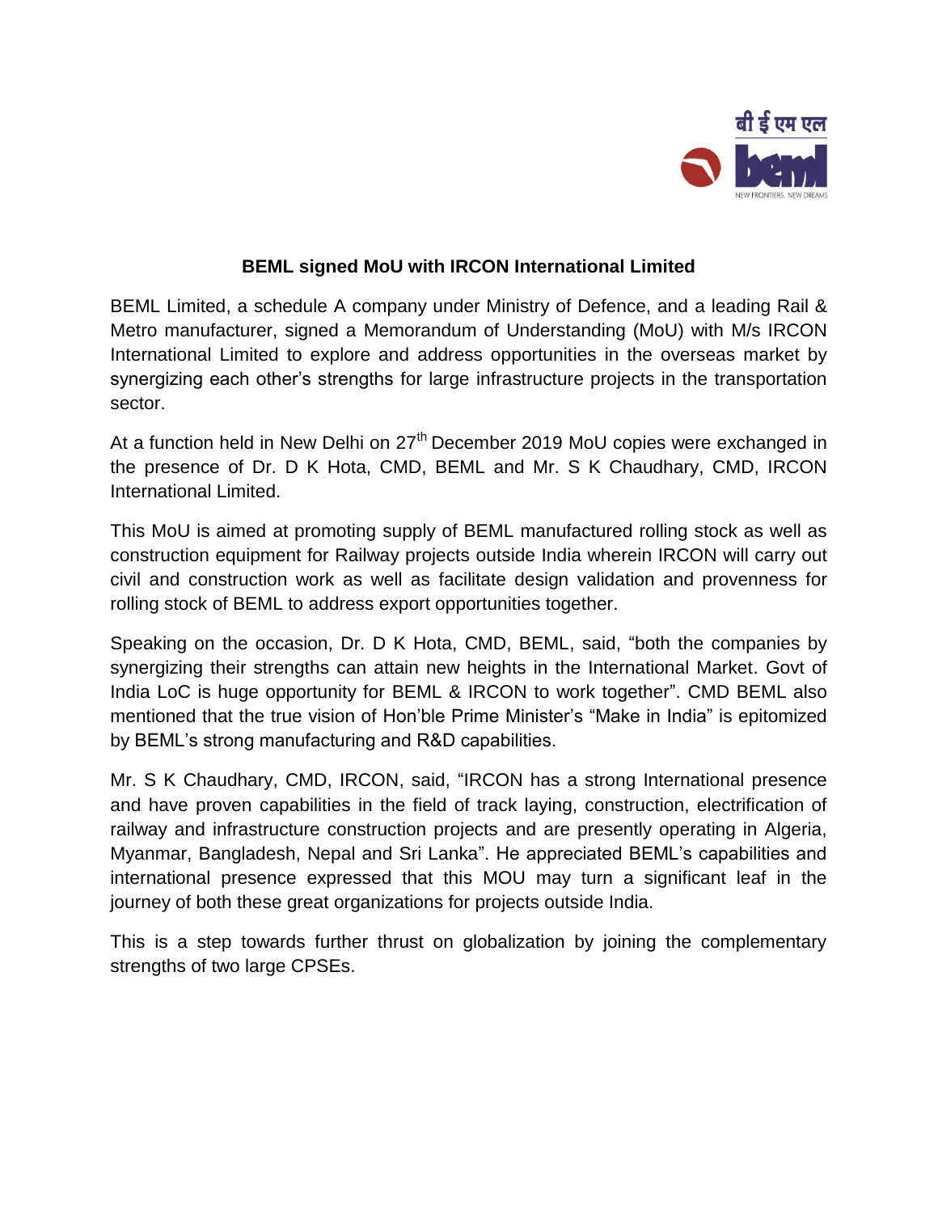**BEML signed MoU with IRCON International Limited**

BEML Limited, a schedule A company under Ministry of Defence, and a leading Rail & Metro manufacturer, signed a Memorandum of Understanding (MoU) with M/s IRCON International Limited to explore and address opportunities in the overseas market by synergizing each other's strengths for large infrastructure projects in the transportation sector.

At a function held in New Delhi on 27th December 2019 MoU copies were exchanged in the presence of Dr. D K Hota, CMD, BEML and Mr. S K Chaudhary, CMD, IRCON International Limited.

This MoU is aimed at promoting supply of BEML manufactured rolling stock as well as construction equipment for Railway projects outside India wherein IRCON will carry out civil and construction work as well as facilitate design validation and provenness for rolling stock of BEML to address export opportunities together.

Speaking on the occasion, Dr. D K Hota, CMD, BEML, said, "both the companies by synergizing their strengths can attain new heights in the International Market. Govt of India LoC is huge opportunity for BEML & IRCON to work together". CMD BEML also mentioned that the true vision of Hon'ble Prime Minister's "Make in India" is epitomized by BEML's strong manufacturing and R&D capabilities.

Mr. S K Chaudhary, CMD, IRCON, said, "IRCON has a strong International presence and have proven capabilities in the field of track laying, construction, electrification of railway and infrastructure construction projects and are presently operating in Algeria, Myanmar, Bangladesh, Nepal and Sri Lanka". He appreciated BEML's capabilities and international presence expressed that this MOU may turn a significant leaf in the journey of both these great organizations for projects outside India.

This is a step towards further thrust on globalization by joining the complementary strengths of two large CPSEs.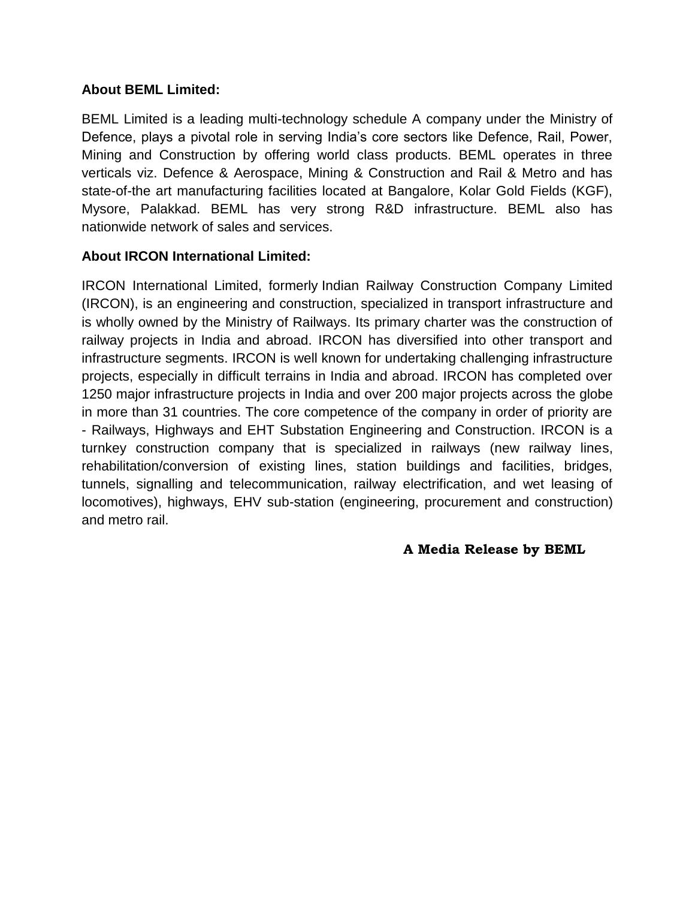**About BEML Limited:**

BEML Limited is a leading multi-technology schedule A company under the Ministry of Defence, plays a pivotal role in serving India's core sectors like Defence, Rail, Power, Mining and Construction by offering world class products. BEML operates in three verticals viz. Defence & Aerospace, Mining & Construction and Rail & Metro and has state-of-the art manufacturing facilities located at Bangalore, Kolar Gold Fields (KGF), Mysore, Palakkad. BEML has very strong R&D infrastructure. BEML also has nationwide network of sales and services.

**About IRCON International Limited:**

IRCON International Limited, formerly Indian Railway Construction Company Limited (IRCON), is an engineering and construction, specialized in transport infrastructure and is wholly owned by the Ministry of Railways. Its primary charter was the construction of railway projects in India and abroad. IRCON has diversified into other transport and infrastructure segments. IRCON is well known for undertaking challenging infrastructure projects, especially in difficult terrains in India and abroad. IRCON has completed over 1250 major infrastructure projects in India and over 200 major projects across the globe in more than 31 countries. The core competence of the company in order of priority are - Railways, Highways and EHT Substation Engineering and Construction. IRCON is a turnkey construction company that is specialized in railways (new railway lines, rehabilitation/conversion of existing lines, station buildings and facilities, bridges, tunnels, signalling and telecommunication, railway electrification, and wet leasing of locomotives), highways, EHV sub-station (engineering, procurement and construction) and metro rail.

**A Media Release by BEML**